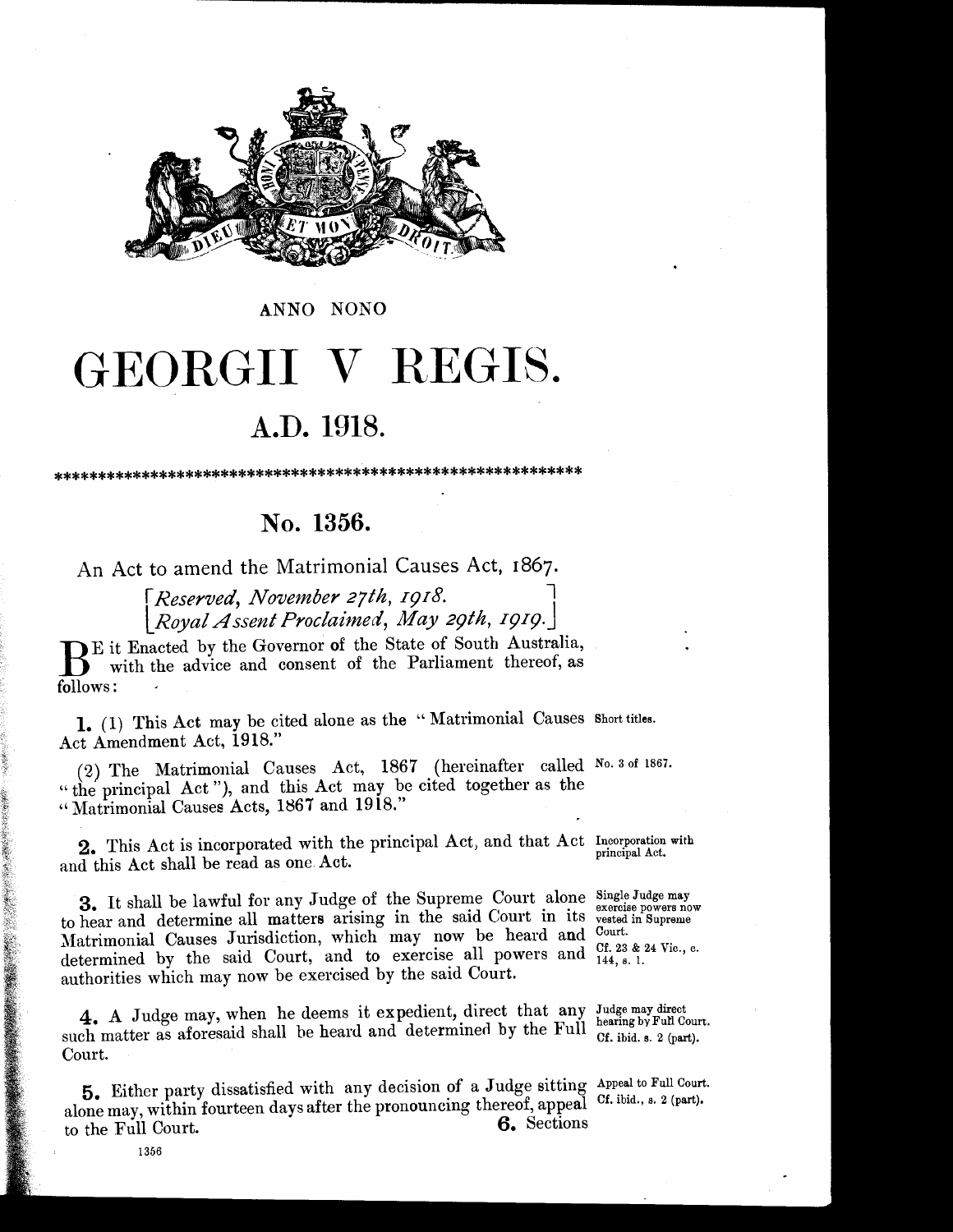ANNO NONO

# GEORGII V REGIS.

## A.D. 1918.

\*\*\*\*\*\*\*\*\*\*\*\*\*\*\*\*\*\*\*\*\*\*\*\*\*\*\*\*\*\*\*\*\*\*\*\*\*\*\*\*\*\*\*\*\*\*\*\*\*\*\*\*\*\*\*\*\*\*

## No. 1356.

An Act to amend the Matrimonial Causes Act, 1867.

[*Reserved, November 27th, 1918.*
*Royal Assent Proclaimed, May 29th, 1919.*]

BE it Enacted by the Governor of the State of South Australia, with the advice and consent of the Parliament thereof, as follows:

**1.** (1) This Act may be cited alone as the "Matrimonial Causes Act Amendment Act, 1918." *Short titles.*

(2) The Matrimonial Causes Act, 1867 (hereinafter called "the principal Act"), and this Act may be cited together as the "Matrimonial Causes Acts, 1867 and 1918." *No. 3 of 1867.*

**2.** This Act is incorporated with the principal Act, and that Act and this Act shall be read as one Act. *Incorporation with principal Act.*

**3.** It shall be lawful for any Judge of the Supreme Court alone to hear and determine all matters arising in the said Court in its Matrimonial Causes Jurisdiction, which may now be heard and determined by the said Court, and to exercise all powers and authorities which may now be exercised by the said Court. *Single Judge may exercise powers now vested in Supreme Court. Cf. 23 & 24 Vic., c. 144, s. 1.*

**4.** A Judge may, when he deems it expedient, direct that any such matter as aforesaid shall be heard and determined by the Full Court. *Judge may direct hearing by Full Court. Cf. ibid. s. 2 (part).*

**5.** Either party dissatisfied with any decision of a Judge sitting alone may, within fourteen days after the pronouncing thereof, appeal to the Full Court. *Appeal to Full Court. Cf. ibid., s. 2 (part).*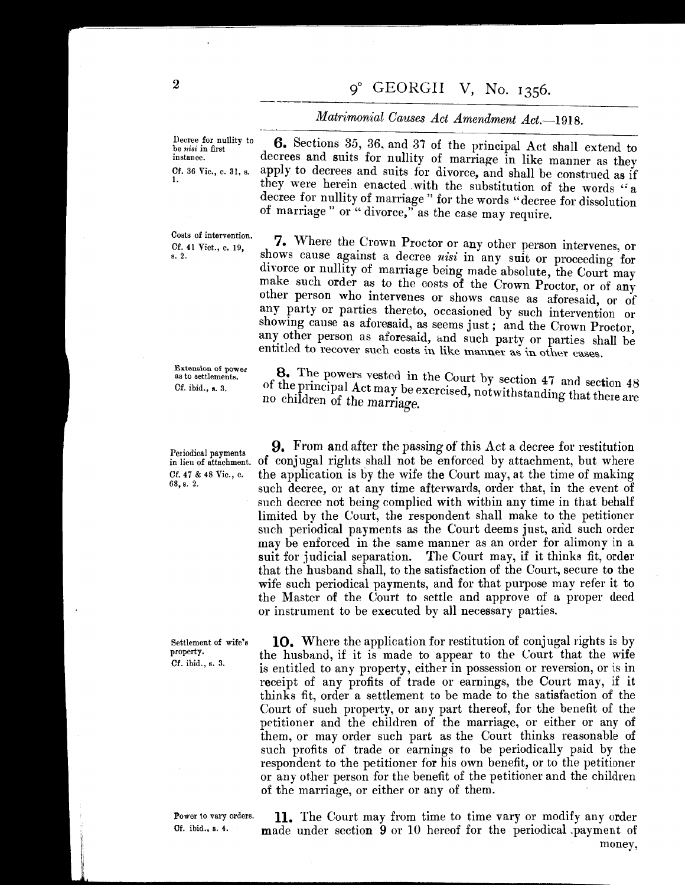*Decree for nullity to be nisi in first instance. Cf. 36 Vic., c. 31, s. 1.*

**6.** Sections 35, 36, and 37 of the principal Act shall extend to decrees and suits for nullity of marriage in like manner as they apply to decrees and suits for divorce, and shall be construed as if they were herein enacted with the substitution of the words "a decree for nullity of marriage" for the words "decree for dissolution of marriage" or "divorce," as the case may require.

*Costs of intervention. Cf. 41 Vict., c. 19, s. 2.*

**7.** Where the Crown Proctor or any other person intervenes, or shows cause against a decree *nisi* in any suit or proceeding for divorce or nullity of marriage being made absolute, the Court may make such order as to the costs of the Crown Proctor, or of any other person who intervenes or shows cause as aforesaid, or of any party or parties thereto, occasioned by such intervention or showing cause as aforesaid, as seems just; and the Crown Proctor, any other person as aforesaid, and such party or parties shall be entitled to recover such costs in like manner as in other cases.

*Extension of power as to settlements. Cf. ibid., s. 3.*

**8.** The powers vested in the Court by section 47 and section 48 of the principal Act may be exercised, notwithstanding that there are no children of the marriage.

*Periodical payments in lieu of attachment. Cf. 47 & 48 Vic., c. 68, s. 2.*

**9.** From and after the passing of this Act a decree for restitution of conjugal rights shall not be enforced by attachment, but where the application is by the wife the Court may, at the time of making such decree, or at any time afterwards, order that, in the event of such decree not being complied with within any time in that behalf limited by the Court, the respondent shall make to the petitioner such periodical payments as the Court deems just, and such order may be enforced in the same manner as an order for alimony in a suit for judicial separation. The Court may, if it thinks fit, order that the husband shall, to the satisfaction of the Court, secure to the wife such periodical payments, and for that purpose may refer it to the Master of the Court to settle and approve of a proper deed or instrument to be executed by all necessary parties.

*Settlement of wife's property. Cf. ibid., s. 3.*

**10.** Where the application for restitution of conjugal rights is by the husband, if it is made to appear to the Court that the wife is entitled to any property, either in possession or reversion, or is in receipt of any profits of trade or earnings, the Court may, if it thinks fit, order a settlement to be made to the satisfaction of the Court of such property, or any part thereof, for the benefit of the petitioner and the children of the marriage, or either or any of them, or may order such part as the Court thinks reasonable of such profits of trade or earnings to be periodically paid by the respondent to the petitioner for his own benefit, or to the petitioner or any other person for the benefit of the petitioner and the children of the marriage, or either or any of them.

*Power to vary orders. Cf. ibid., s. 4.*

**11.** The Court may from time to time vary or modify any order made under section 9 or 10 hereof for the periodical payment of money,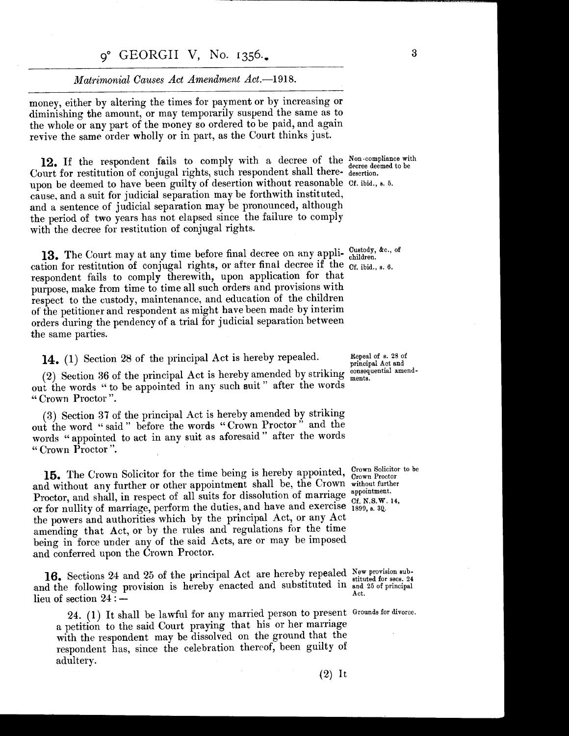money, either by altering the times for payment or by increasing or diminishing the amount, or may temporarily suspend the same as to the whole or any part of the money so ordered to be paid, and again revive the same order wholly or in part, as the Court thinks just.

*Non-compliance with decree deemed to be desertion. Cf. ibid., s. 5.*

**12.** If the respondent fails to comply with a decree of the Court for restitution of conjugal rights, such respondent shall thereupon be deemed to have been guilty of desertion without reasonable cause, and a suit for judicial separation may be forthwith instituted, and a sentence of judicial separation may be pronounced, although the period of two years has not elapsed since the failure to comply with the decree for restitution of conjugal rights.

*Custody, &c., of children. Cf. ibid., s. 6.*

**13.** The Court may at any time before final decree on any application for restitution of conjugal rights, or after final decree if the respondent fails to comply therewith, upon application for that purpose, make from time to time all such orders and provisions with respect to the custody, maintenance, and education of the children of the petitioner and respondent as might have been made by interim orders during the pendency of a trial for judicial separation between the same parties.

*Repeal of s. 28 of principal Act and consequential amendments.*

**14.** (1) Section 28 of the principal Act is hereby repealed.

(2) Section 36 of the principal Act is hereby amended by striking out the words "to be appointed in any such suit" after the words "Crown Proctor".

(3) Section 37 of the principal Act is hereby amended by striking out the word "said" before the words "Crown Proctor" and the words "appointed to act in any suit as aforesaid" after the words "Crown Proctor".

*Crown Solicitor to be Crown Proctor without further appointment. Cf. N.S.W. 14, 1899, s. 30.*

**15.** The Crown Solicitor for the time being is hereby appointed, and without any further or other appointment shall be, the Crown Proctor, and shall, in respect of all suits for dissolution of marriage or for nullity of marriage, perform the duties, and have and exercise the powers and authorities which by the principal Act, or any Act amending that Act, or by the rules and regulations for the time being in force under any of the said Acts, are or may be imposed and conferred upon the Crown Proctor.

*New provision substituted for secs. 24 and 25 of principal Act.*

**16.** Sections 24 and 25 of the principal Act are hereby repealed and the following provision is hereby enacted and substituted in lieu of section 24:—

*Grounds for divorce.*

24. (1) It shall be lawful for any married person to present a petition to the said Court praying that his or her marriage with the respondent may be dissolved on the ground that the respondent has, since the celebration thereof, been guilty of adultery.

(2) It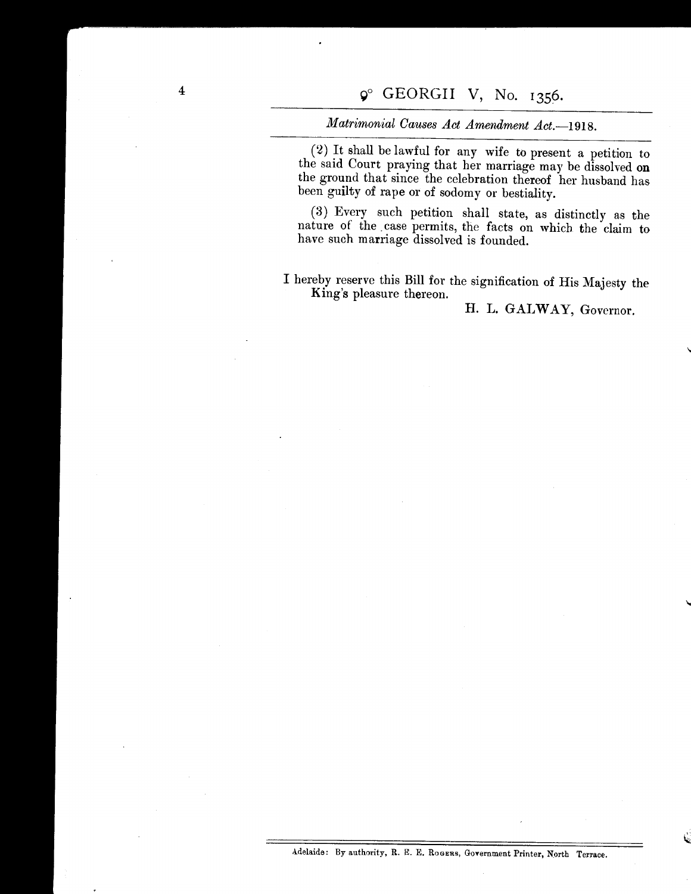(2) It shall be lawful for any wife to present a petition to the said Court praying that her marriage may be dissolved on the ground that since the celebration thereof her husband has been guilty of rape or of sodomy or bestiality.

(3) Every such petition shall state, as distinctly as the nature of the case permits, the facts on which the claim to have such marriage dissolved is founded.

I hereby reserve this Bill for the signification of His Majesty the King's pleasure thereon.

H. L. GALWAY, Governor.

Adelaide: By authority, R. E. E. Rogers, Government Printer, North Terrace.